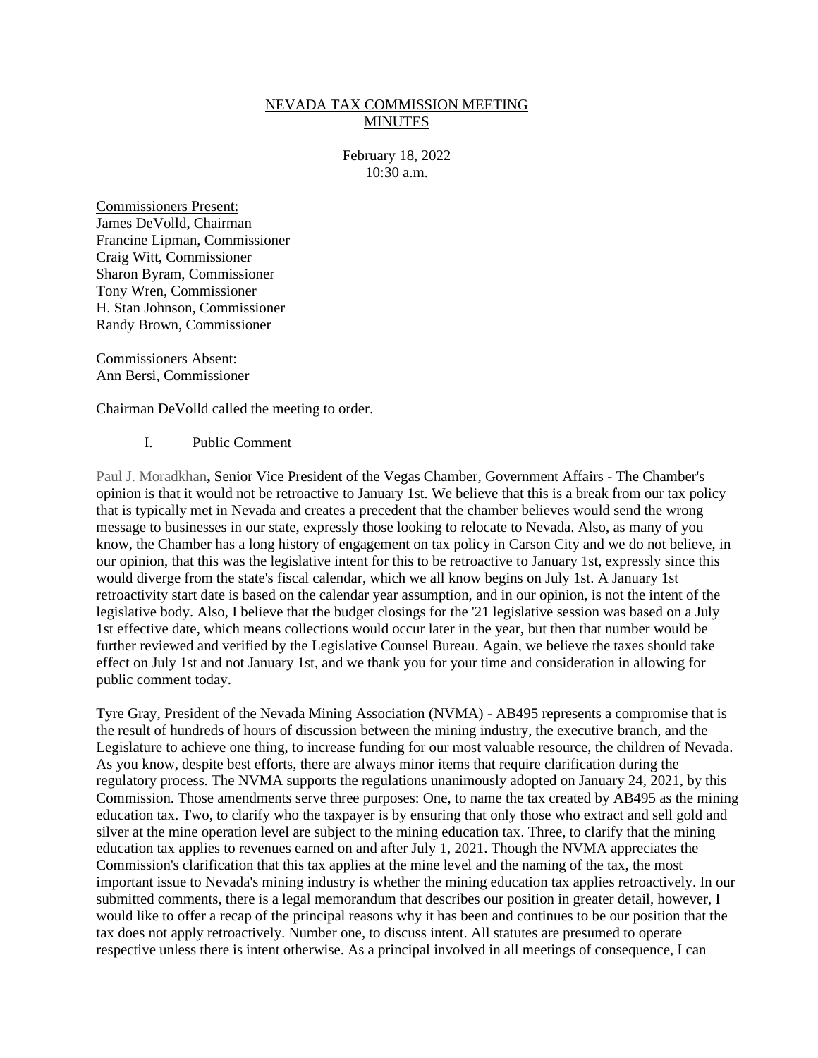# NEVADA TAX COMMISSION MEETING MINUTES

February 18, 2022
10:30 a.m.

Commissioners Present:
James DeVolld, Chairman
Francine Lipman, Commissioner
Craig Witt, Commissioner
Sharon Byram, Commissioner
Tony Wren, Commissioner
H. Stan Johnson, Commissioner
Randy Brown, Commissioner

Commissioners Absent:
Ann Bersi, Commissioner

Chairman DeVolld called the meeting to order.

I. Public Comment

Paul J. Moradkhan**,** Senior Vice President of the Vegas Chamber, Government Affairs - The Chamber's opinion is that it would not be retroactive to January 1st. We believe that this is a break from our tax policy that is typically met in Nevada and creates a precedent that the chamber believes would send the wrong message to businesses in our state, expressly those looking to relocate to Nevada. Also, as many of you know, the Chamber has a long history of engagement on tax policy in Carson City and we do not believe, in our opinion, that this was the legislative intent for this to be retroactive to January 1st, expressly since this would diverge from the state's fiscal calendar, which we all know begins on July 1st. A January 1st retroactivity start date is based on the calendar year assumption, and in our opinion, is not the intent of the legislative body. Also, I believe that the budget closings for the '21 legislative session was based on a July 1st effective date, which means collections would occur later in the year, but then that number would be further reviewed and verified by the Legislative Counsel Bureau. Again, we believe the taxes should take effect on July 1st and not January 1st, and we thank you for your time and consideration in allowing for public comment today.

Tyre Gray, President of the Nevada Mining Association (NVMA) - AB495 represents a compromise that is the result of hundreds of hours of discussion between the mining industry, the executive branch, and the Legislature to achieve one thing, to increase funding for our most valuable resource, the children of Nevada. As you know, despite best efforts, there are always minor items that require clarification during the regulatory process. The NVMA supports the regulations unanimously adopted on January 24, 2021, by this Commission. Those amendments serve three purposes: One, to name the tax created by AB495 as the mining education tax. Two, to clarify who the taxpayer is by ensuring that only those who extract and sell gold and silver at the mine operation level are subject to the mining education tax. Three, to clarify that the mining education tax applies to revenues earned on and after July 1, 2021. Though the NVMA appreciates the Commission's clarification that this tax applies at the mine level and the naming of the tax, the most important issue to Nevada's mining industry is whether the mining education tax applies retroactively. In our submitted comments, there is a legal memorandum that describes our position in greater detail, however, I would like to offer a recap of the principal reasons why it has been and continues to be our position that the tax does not apply retroactively. Number one, to discuss intent. All statutes are presumed to operate respective unless there is intent otherwise. As a principal involved in all meetings of consequence, I can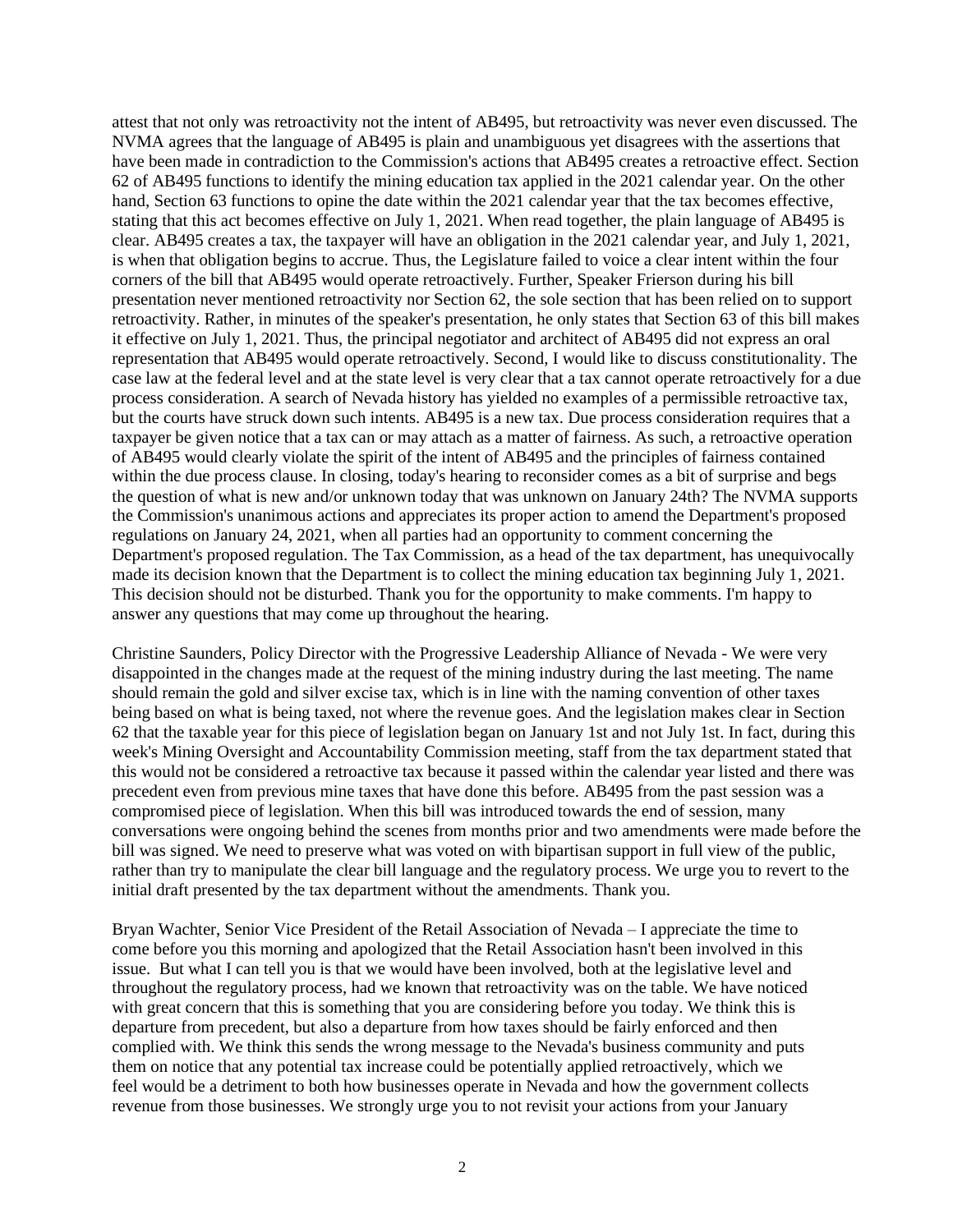attest that not only was retroactivity not the intent of AB495, but retroactivity was never even discussed. The NVMA agrees that the language of AB495 is plain and unambiguous yet disagrees with the assertions that have been made in contradiction to the Commission's actions that AB495 creates a retroactive effect. Section 62 of AB495 functions to identify the mining education tax applied in the 2021 calendar year. On the other hand, Section 63 functions to opine the date within the 2021 calendar year that the tax becomes effective, stating that this act becomes effective on July 1, 2021. When read together, the plain language of AB495 is clear. AB495 creates a tax, the taxpayer will have an obligation in the 2021 calendar year, and July 1, 2021, is when that obligation begins to accrue. Thus, the Legislature failed to voice a clear intent within the four corners of the bill that AB495 would operate retroactively. Further, Speaker Frierson during his bill presentation never mentioned retroactivity nor Section 62, the sole section that has been relied on to support retroactivity. Rather, in minutes of the speaker's presentation, he only states that Section 63 of this bill makes it effective on July 1, 2021. Thus, the principal negotiator and architect of AB495 did not express an oral representation that AB495 would operate retroactively. Second, I would like to discuss constitutionality. The case law at the federal level and at the state level is very clear that a tax cannot operate retroactively for a due process consideration. A search of Nevada history has yielded no examples of a permissible retroactive tax, but the courts have struck down such intents. AB495 is a new tax. Due process consideration requires that a taxpayer be given notice that a tax can or may attach as a matter of fairness. As such, a retroactive operation of AB495 would clearly violate the spirit of the intent of AB495 and the principles of fairness contained within the due process clause. In closing, today's hearing to reconsider comes as a bit of surprise and begs the question of what is new and/or unknown today that was unknown on January 24th? The NVMA supports the Commission's unanimous actions and appreciates its proper action to amend the Department's proposed regulations on January 24, 2021, when all parties had an opportunity to comment concerning the Department's proposed regulation. The Tax Commission, as a head of the tax department, has unequivocally made its decision known that the Department is to collect the mining education tax beginning July 1, 2021. This decision should not be disturbed. Thank you for the opportunity to make comments. I'm happy to answer any questions that may come up throughout the hearing.

Christine Saunders, Policy Director with the Progressive Leadership Alliance of Nevada - We were very disappointed in the changes made at the request of the mining industry during the last meeting. The name should remain the gold and silver excise tax, which is in line with the naming convention of other taxes being based on what is being taxed, not where the revenue goes. And the legislation makes clear in Section 62 that the taxable year for this piece of legislation began on January 1st and not July 1st. In fact, during this week's Mining Oversight and Accountability Commission meeting, staff from the tax department stated that this would not be considered a retroactive tax because it passed within the calendar year listed and there was precedent even from previous mine taxes that have done this before. AB495 from the past session was a compromised piece of legislation. When this bill was introduced towards the end of session, many conversations were ongoing behind the scenes from months prior and two amendments were made before the bill was signed. We need to preserve what was voted on with bipartisan support in full view of the public, rather than try to manipulate the clear bill language and the regulatory process. We urge you to revert to the initial draft presented by the tax department without the amendments. Thank you.

Bryan Wachter, Senior Vice President of the Retail Association of Nevada – I appreciate the time to come before you this morning and apologized that the Retail Association hasn't been involved in this issue. But what I can tell you is that we would have been involved, both at the legislative level and throughout the regulatory process, had we known that retroactivity was on the table. We have noticed with great concern that this is something that you are considering before you today. We think this is departure from precedent, but also a departure from how taxes should be fairly enforced and then complied with. We think this sends the wrong message to the Nevada's business community and puts them on notice that any potential tax increase could be potentially applied retroactively, which we feel would be a detriment to both how businesses operate in Nevada and how the government collects revenue from those businesses. We strongly urge you to not revisit your actions from your January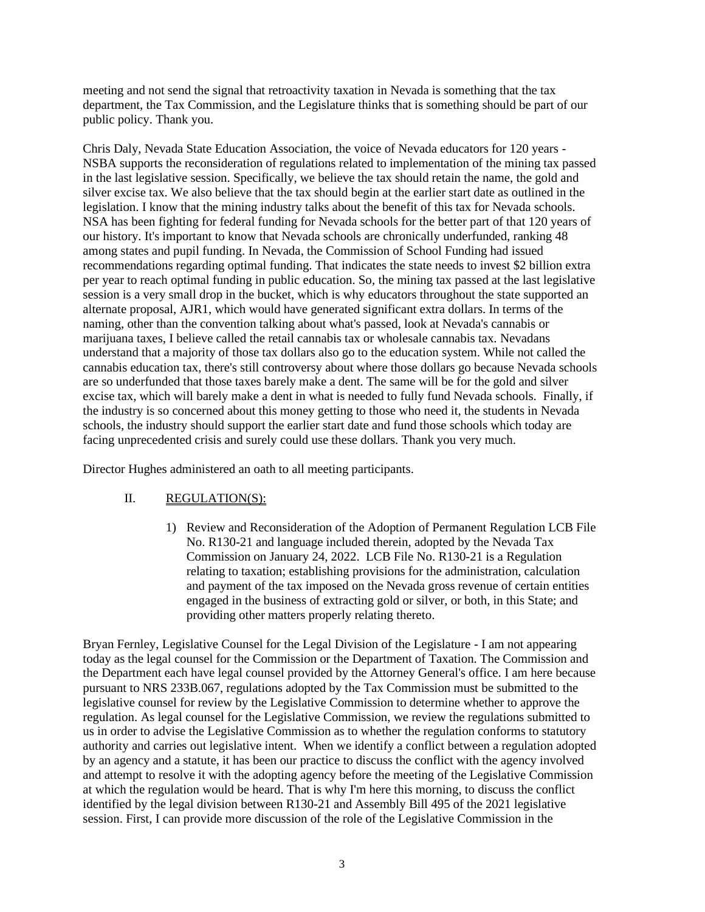meeting and not send the signal that retroactivity taxation in Nevada is something that the tax department, the Tax Commission, and the Legislature thinks that is something should be part of our public policy. Thank you.

Chris Daly, Nevada State Education Association, the voice of Nevada educators for 120 years - NSBA supports the reconsideration of regulations related to implementation of the mining tax passed in the last legislative session. Specifically, we believe the tax should retain the name, the gold and silver excise tax. We also believe that the tax should begin at the earlier start date as outlined in the legislation. I know that the mining industry talks about the benefit of this tax for Nevada schools. NSA has been fighting for federal funding for Nevada schools for the better part of that 120 years of our history. It's important to know that Nevada schools are chronically underfunded, ranking 48 among states and pupil funding. In Nevada, the Commission of School Funding had issued recommendations regarding optimal funding. That indicates the state needs to invest $2 billion extra per year to reach optimal funding in public education. So, the mining tax passed at the last legislative session is a very small drop in the bucket, which is why educators throughout the state supported an alternate proposal, AJR1, which would have generated significant extra dollars. In terms of the naming, other than the convention talking about what's passed, look at Nevada's cannabis or marijuana taxes, I believe called the retail cannabis tax or wholesale cannabis tax. Nevadans understand that a majority of those tax dollars also go to the education system. While not called the cannabis education tax, there's still controversy about where those dollars go because Nevada schools are so underfunded that those taxes barely make a dent. The same will be for the gold and silver excise tax, which will barely make a dent in what is needed to fully fund Nevada schools. Finally, if the industry is so concerned about this money getting to those who need it, the students in Nevada schools, the industry should support the earlier start date and fund those schools which today are facing unprecedented crisis and surely could use these dollars. Thank you very much.

Director Hughes administered an oath to all meeting participants.

## II. REGULATION(S):

1) Review and Reconsideration of the Adoption of Permanent Regulation LCB File No. R130-21 and language included therein, adopted by the Nevada Tax Commission on January 24, 2022. LCB File No. R130-21 is a Regulation relating to taxation; establishing provisions for the administration, calculation and payment of the tax imposed on the Nevada gross revenue of certain entities engaged in the business of extracting gold or silver, or both, in this State; and providing other matters properly relating thereto.

Bryan Fernley, Legislative Counsel for the Legal Division of the Legislature - I am not appearing today as the legal counsel for the Commission or the Department of Taxation. The Commission and the Department each have legal counsel provided by the Attorney General's office. I am here because pursuant to NRS 233B.067, regulations adopted by the Tax Commission must be submitted to the legislative counsel for review by the Legislative Commission to determine whether to approve the regulation. As legal counsel for the Legislative Commission, we review the regulations submitted to us in order to advise the Legislative Commission as to whether the regulation conforms to statutory authority and carries out legislative intent. When we identify a conflict between a regulation adopted by an agency and a statute, it has been our practice to discuss the conflict with the agency involved and attempt to resolve it with the adopting agency before the meeting of the Legislative Commission at which the regulation would be heard. That is why I'm here this morning, to discuss the conflict identified by the legal division between R130-21 and Assembly Bill 495 of the 2021 legislative session. First, I can provide more discussion of the role of the Legislative Commission in the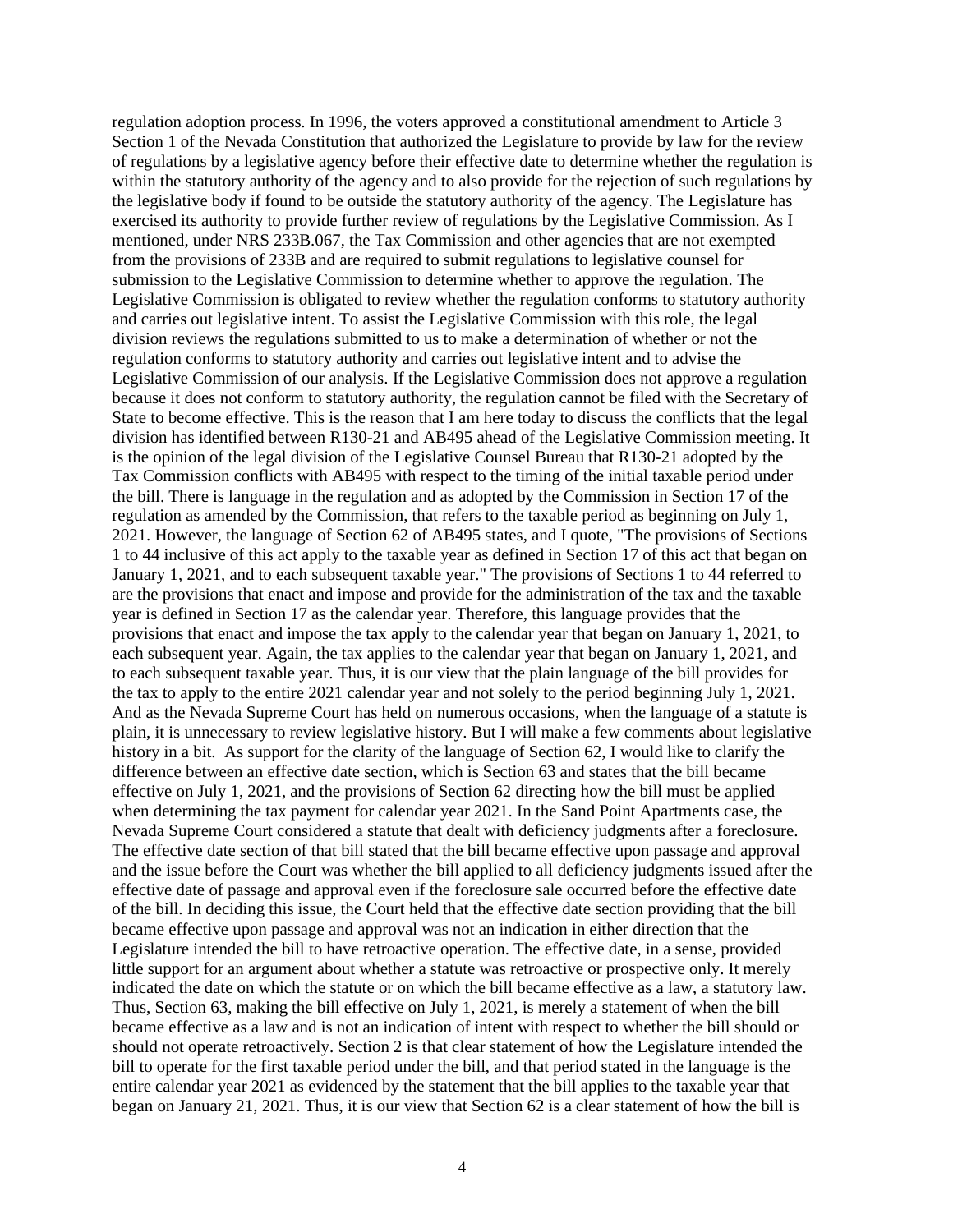regulation adoption process. In 1996, the voters approved a constitutional amendment to Article 3 Section 1 of the Nevada Constitution that authorized the Legislature to provide by law for the review of regulations by a legislative agency before their effective date to determine whether the regulation is within the statutory authority of the agency and to also provide for the rejection of such regulations by the legislative body if found to be outside the statutory authority of the agency. The Legislature has exercised its authority to provide further review of regulations by the Legislative Commission. As I mentioned, under NRS 233B.067, the Tax Commission and other agencies that are not exempted from the provisions of 233B and are required to submit regulations to legislative counsel for submission to the Legislative Commission to determine whether to approve the regulation. The Legislative Commission is obligated to review whether the regulation conforms to statutory authority and carries out legislative intent. To assist the Legislative Commission with this role, the legal division reviews the regulations submitted to us to make a determination of whether or not the regulation conforms to statutory authority and carries out legislative intent and to advise the Legislative Commission of our analysis. If the Legislative Commission does not approve a regulation because it does not conform to statutory authority, the regulation cannot be filed with the Secretary of State to become effective. This is the reason that I am here today to discuss the conflicts that the legal division has identified between R130-21 and AB495 ahead of the Legislative Commission meeting. It is the opinion of the legal division of the Legislative Counsel Bureau that R130-21 adopted by the Tax Commission conflicts with AB495 with respect to the timing of the initial taxable period under the bill. There is language in the regulation and as adopted by the Commission in Section 17 of the regulation as amended by the Commission, that refers to the taxable period as beginning on July 1, 2021. However, the language of Section 62 of AB495 states, and I quote, "The provisions of Sections 1 to 44 inclusive of this act apply to the taxable year as defined in Section 17 of this act that began on January 1, 2021, and to each subsequent taxable year." The provisions of Sections 1 to 44 referred to are the provisions that enact and impose and provide for the administration of the tax and the taxable year is defined in Section 17 as the calendar year. Therefore, this language provides that the provisions that enact and impose the tax apply to the calendar year that began on January 1, 2021, to each subsequent year. Again, the tax applies to the calendar year that began on January 1, 2021, and to each subsequent taxable year. Thus, it is our view that the plain language of the bill provides for the tax to apply to the entire 2021 calendar year and not solely to the period beginning July 1, 2021. And as the Nevada Supreme Court has held on numerous occasions, when the language of a statute is plain, it is unnecessary to review legislative history. But I will make a few comments about legislative history in a bit. As support for the clarity of the language of Section 62, I would like to clarify the difference between an effective date section, which is Section 63 and states that the bill became effective on July 1, 2021, and the provisions of Section 62 directing how the bill must be applied when determining the tax payment for calendar year 2021. In the Sand Point Apartments case, the Nevada Supreme Court considered a statute that dealt with deficiency judgments after a foreclosure. The effective date section of that bill stated that the bill became effective upon passage and approval and the issue before the Court was whether the bill applied to all deficiency judgments issued after the effective date of passage and approval even if the foreclosure sale occurred before the effective date of the bill. In deciding this issue, the Court held that the effective date section providing that the bill became effective upon passage and approval was not an indication in either direction that the Legislature intended the bill to have retroactive operation. The effective date, in a sense, provided little support for an argument about whether a statute was retroactive or prospective only. It merely indicated the date on which the statute or on which the bill became effective as a law, a statutory law. Thus, Section 63, making the bill effective on July 1, 2021, is merely a statement of when the bill became effective as a law and is not an indication of intent with respect to whether the bill should or should not operate retroactively. Section 2 is that clear statement of how the Legislature intended the bill to operate for the first taxable period under the bill, and that period stated in the language is the entire calendar year 2021 as evidenced by the statement that the bill applies to the taxable year that began on January 21, 2021. Thus, it is our view that Section 62 is a clear statement of how the bill is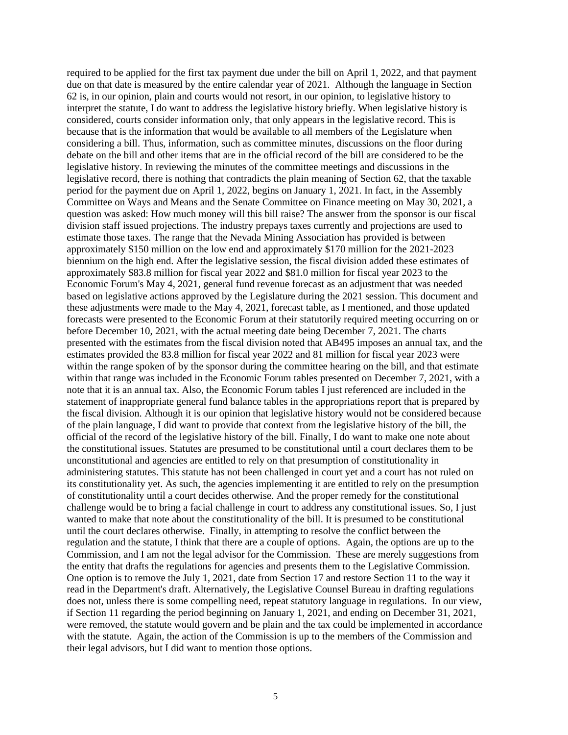required to be applied for the first tax payment due under the bill on April 1, 2022, and that payment due on that date is measured by the entire calendar year of 2021. Although the language in Section 62 is, in our opinion, plain and courts would not resort, in our opinion, to legislative history to interpret the statute, I do want to address the legislative history briefly. When legislative history is considered, courts consider information only, that only appears in the legislative record. This is because that is the information that would be available to all members of the Legislature when considering a bill. Thus, information, such as committee minutes, discussions on the floor during debate on the bill and other items that are in the official record of the bill are considered to be the legislative history. In reviewing the minutes of the committee meetings and discussions in the legislative record, there is nothing that contradicts the plain meaning of Section 62, that the taxable period for the payment due on April 1, 2022, begins on January 1, 2021. In fact, in the Assembly Committee on Ways and Means and the Senate Committee on Finance meeting on May 30, 2021, a question was asked: How much money will this bill raise? The answer from the sponsor is our fiscal division staff issued projections. The industry prepays taxes currently and projections are used to estimate those taxes. The range that the Nevada Mining Association has provided is between approximately $150 million on the low end and approximately $170 million for the 2021-2023 biennium on the high end. After the legislative session, the fiscal division added these estimates of approximately $83.8 million for fiscal year 2022 and $81.0 million for fiscal year 2023 to the Economic Forum's May 4, 2021, general fund revenue forecast as an adjustment that was needed based on legislative actions approved by the Legislature during the 2021 session. This document and these adjustments were made to the May 4, 2021, forecast table, as I mentioned, and those updated forecasts were presented to the Economic Forum at their statutorily required meeting occurring on or before December 10, 2021, with the actual meeting date being December 7, 2021. The charts presented with the estimates from the fiscal division noted that AB495 imposes an annual tax, and the estimates provided the 83.8 million for fiscal year 2022 and 81 million for fiscal year 2023 were within the range spoken of by the sponsor during the committee hearing on the bill, and that estimate within that range was included in the Economic Forum tables presented on December 7, 2021, with a note that it is an annual tax. Also, the Economic Forum tables I just referenced are included in the statement of inappropriate general fund balance tables in the appropriations report that is prepared by the fiscal division. Although it is our opinion that legislative history would not be considered because of the plain language, I did want to provide that context from the legislative history of the bill, the official of the record of the legislative history of the bill. Finally, I do want to make one note about the constitutional issues. Statutes are presumed to be constitutional until a court declares them to be unconstitutional and agencies are entitled to rely on that presumption of constitutionality in administering statutes. This statute has not been challenged in court yet and a court has not ruled on its constitutionality yet. As such, the agencies implementing it are entitled to rely on the presumption of constitutionality until a court decides otherwise. And the proper remedy for the constitutional challenge would be to bring a facial challenge in court to address any constitutional issues. So, I just wanted to make that note about the constitutionality of the bill. It is presumed to be constitutional until the court declares otherwise. Finally, in attempting to resolve the conflict between the regulation and the statute, I think that there are a couple of options. Again, the options are up to the Commission, and I am not the legal advisor for the Commission. These are merely suggestions from the entity that drafts the regulations for agencies and presents them to the Legislative Commission. One option is to remove the July 1, 2021, date from Section 17 and restore Section 11 to the way it read in the Department's draft. Alternatively, the Legislative Counsel Bureau in drafting regulations does not, unless there is some compelling need, repeat statutory language in regulations. In our view, if Section 11 regarding the period beginning on January 1, 2021, and ending on December 31, 2021, were removed, the statute would govern and be plain and the tax could be implemented in accordance with the statute. Again, the action of the Commission is up to the members of the Commission and their legal advisors, but I did want to mention those options.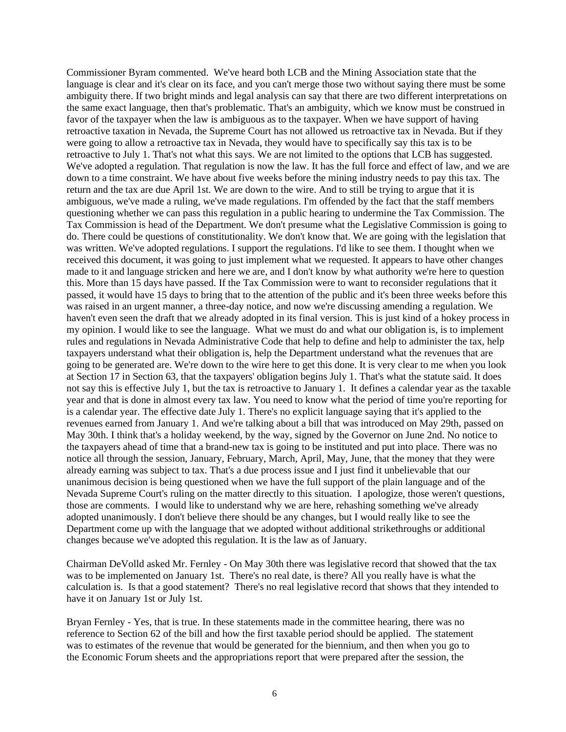Commissioner Byram commented. We've heard both LCB and the Mining Association state that the language is clear and it's clear on its face, and you can't merge those two without saying there must be some ambiguity there. If two bright minds and legal analysis can say that there are two different interpretations on the same exact language, then that's problematic. That's an ambiguity, which we know must be construed in favor of the taxpayer when the law is ambiguous as to the taxpayer. When we have support of having retroactive taxation in Nevada, the Supreme Court has not allowed us retroactive tax in Nevada. But if they were going to allow a retroactive tax in Nevada, they would have to specifically say this tax is to be retroactive to July 1. That's not what this says. We are not limited to the options that LCB has suggested. We've adopted a regulation. That regulation is now the law. It has the full force and effect of law, and we are down to a time constraint. We have about five weeks before the mining industry needs to pay this tax. The return and the tax are due April 1st. We are down to the wire. And to still be trying to argue that it is ambiguous, we've made a ruling, we've made regulations. I'm offended by the fact that the staff members questioning whether we can pass this regulation in a public hearing to undermine the Tax Commission. The Tax Commission is head of the Department. We don't presume what the Legislative Commission is going to do. There could be questions of constitutionality. We don't know that. We are going with the legislation that was written. We've adopted regulations. I support the regulations. I'd like to see them. I thought when we received this document, it was going to just implement what we requested. It appears to have other changes made to it and language stricken and here we are, and I don't know by what authority we're here to question this. More than 15 days have passed. If the Tax Commission were to want to reconsider regulations that it passed, it would have 15 days to bring that to the attention of the public and it's been three weeks before this was raised in an urgent manner, a three-day notice, and now we're discussing amending a regulation. We haven't even seen the draft that we already adopted in its final version. This is just kind of a hokey process in my opinion. I would like to see the language. What we must do and what our obligation is, is to implement rules and regulations in Nevada Administrative Code that help to define and help to administer the tax, help taxpayers understand what their obligation is, help the Department understand what the revenues that are going to be generated are. We're down to the wire here to get this done. It is very clear to me when you look at Section 17 in Section 63, that the taxpayers' obligation begins July 1. That's what the statute said. It does not say this is effective July 1, but the tax is retroactive to January 1. It defines a calendar year as the taxable year and that is done in almost every tax law. You need to know what the period of time you're reporting for is a calendar year. The effective date July 1. There's no explicit language saying that it's applied to the revenues earned from January 1. And we're talking about a bill that was introduced on May 29th, passed on May 30th. I think that's a holiday weekend, by the way, signed by the Governor on June 2nd. No notice to the taxpayers ahead of time that a brand-new tax is going to be instituted and put into place. There was no notice all through the session, January, February, March, April, May, June, that the money that they were already earning was subject to tax. That's a due process issue and I just find it unbelievable that our unanimous decision is being questioned when we have the full support of the plain language and of the Nevada Supreme Court's ruling on the matter directly to this situation. I apologize, those weren't questions, those are comments. I would like to understand why we are here, rehashing something we've already adopted unanimously. I don't believe there should be any changes, but I would really like to see the Department come up with the language that we adopted without additional strikethroughs or additional changes because we've adopted this regulation. It is the law as of January.

Chairman DeVolld asked Mr. Fernley - On May 30th there was legislative record that showed that the tax was to be implemented on January 1st. There's no real date, is there? All you really have is what the calculation is. Is that a good statement? There's no real legislative record that shows that they intended to have it on January 1st or July 1st.

Bryan Fernley - Yes, that is true. In these statements made in the committee hearing, there was no reference to Section 62 of the bill and how the first taxable period should be applied. The statement was to estimates of the revenue that would be generated for the biennium, and then when you go to the Economic Forum sheets and the appropriations report that were prepared after the session, the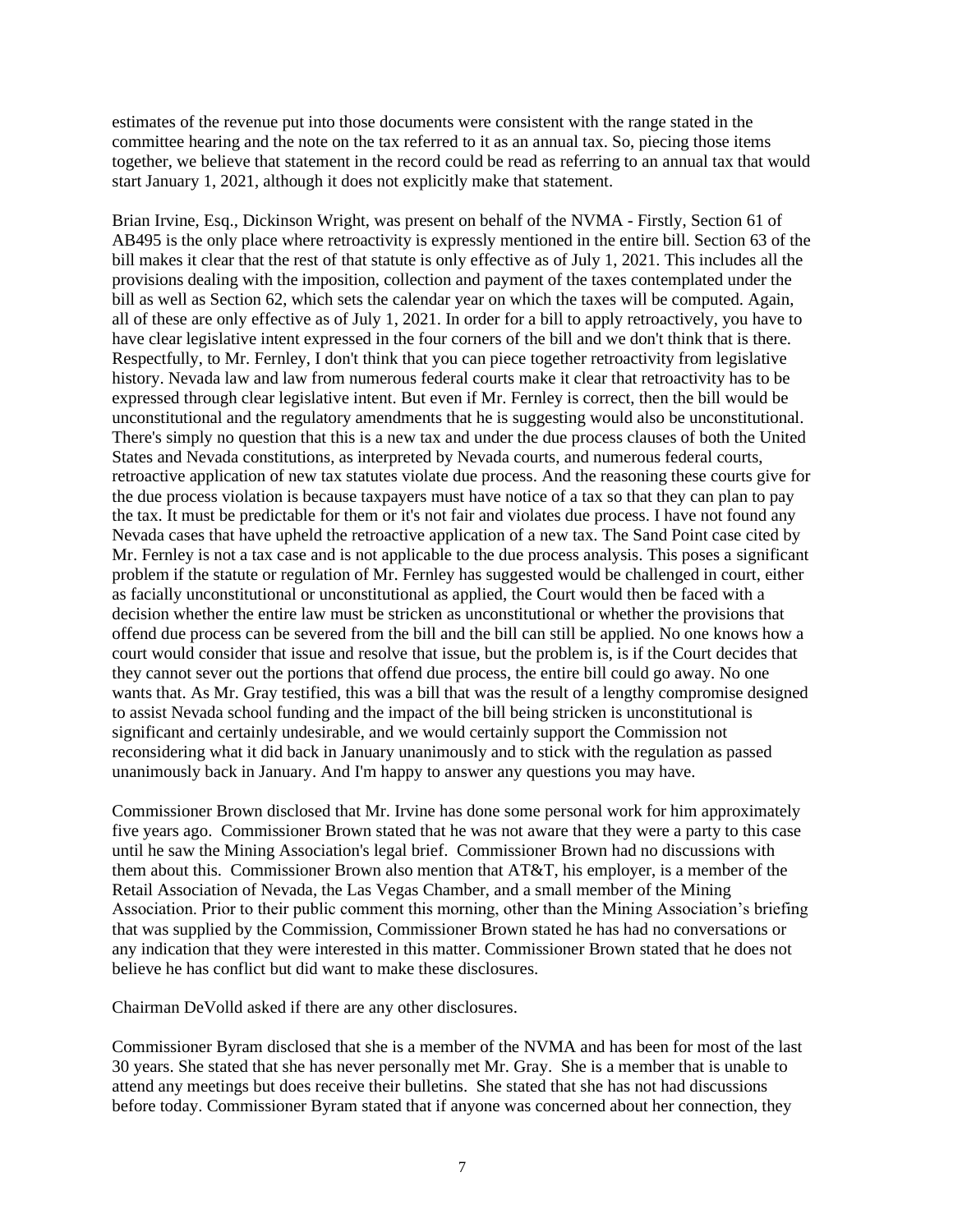estimates of the revenue put into those documents were consistent with the range stated in the committee hearing and the note on the tax referred to it as an annual tax. So, piecing those items together, we believe that statement in the record could be read as referring to an annual tax that would start January 1, 2021, although it does not explicitly make that statement.

Brian Irvine, Esq., Dickinson Wright, was present on behalf of the NVMA - Firstly, Section 61 of AB495 is the only place where retroactivity is expressly mentioned in the entire bill. Section 63 of the bill makes it clear that the rest of that statute is only effective as of July 1, 2021. This includes all the provisions dealing with the imposition, collection and payment of the taxes contemplated under the bill as well as Section 62, which sets the calendar year on which the taxes will be computed. Again, all of these are only effective as of July 1, 2021. In order for a bill to apply retroactively, you have to have clear legislative intent expressed in the four corners of the bill and we don't think that is there. Respectfully, to Mr. Fernley, I don't think that you can piece together retroactivity from legislative history. Nevada law and law from numerous federal courts make it clear that retroactivity has to be expressed through clear legislative intent. But even if Mr. Fernley is correct, then the bill would be unconstitutional and the regulatory amendments that he is suggesting would also be unconstitutional. There's simply no question that this is a new tax and under the due process clauses of both the United States and Nevada constitutions, as interpreted by Nevada courts, and numerous federal courts, retroactive application of new tax statutes violate due process. And the reasoning these courts give for the due process violation is because taxpayers must have notice of a tax so that they can plan to pay the tax. It must be predictable for them or it's not fair and violates due process. I have not found any Nevada cases that have upheld the retroactive application of a new tax. The Sand Point case cited by Mr. Fernley is not a tax case and is not applicable to the due process analysis. This poses a significant problem if the statute or regulation of Mr. Fernley has suggested would be challenged in court, either as facially unconstitutional or unconstitutional as applied, the Court would then be faced with a decision whether the entire law must be stricken as unconstitutional or whether the provisions that offend due process can be severed from the bill and the bill can still be applied. No one knows how a court would consider that issue and resolve that issue, but the problem is, is if the Court decides that they cannot sever out the portions that offend due process, the entire bill could go away. No one wants that. As Mr. Gray testified, this was a bill that was the result of a lengthy compromise designed to assist Nevada school funding and the impact of the bill being stricken is unconstitutional is significant and certainly undesirable, and we would certainly support the Commission not reconsidering what it did back in January unanimously and to stick with the regulation as passed unanimously back in January. And I'm happy to answer any questions you may have.

Commissioner Brown disclosed that Mr. Irvine has done some personal work for him approximately five years ago. Commissioner Brown stated that he was not aware that they were a party to this case until he saw the Mining Association's legal brief. Commissioner Brown had no discussions with them about this. Commissioner Brown also mention that AT&T, his employer, is a member of the Retail Association of Nevada, the Las Vegas Chamber, and a small member of the Mining Association. Prior to their public comment this morning, other than the Mining Association's briefing that was supplied by the Commission, Commissioner Brown stated he has had no conversations or any indication that they were interested in this matter. Commissioner Brown stated that he does not believe he has conflict but did want to make these disclosures.

Chairman DeVolld asked if there are any other disclosures.

Commissioner Byram disclosed that she is a member of the NVMA and has been for most of the last 30 years. She stated that she has never personally met Mr. Gray. She is a member that is unable to attend any meetings but does receive their bulletins. She stated that she has not had discussions before today. Commissioner Byram stated that if anyone was concerned about her connection, they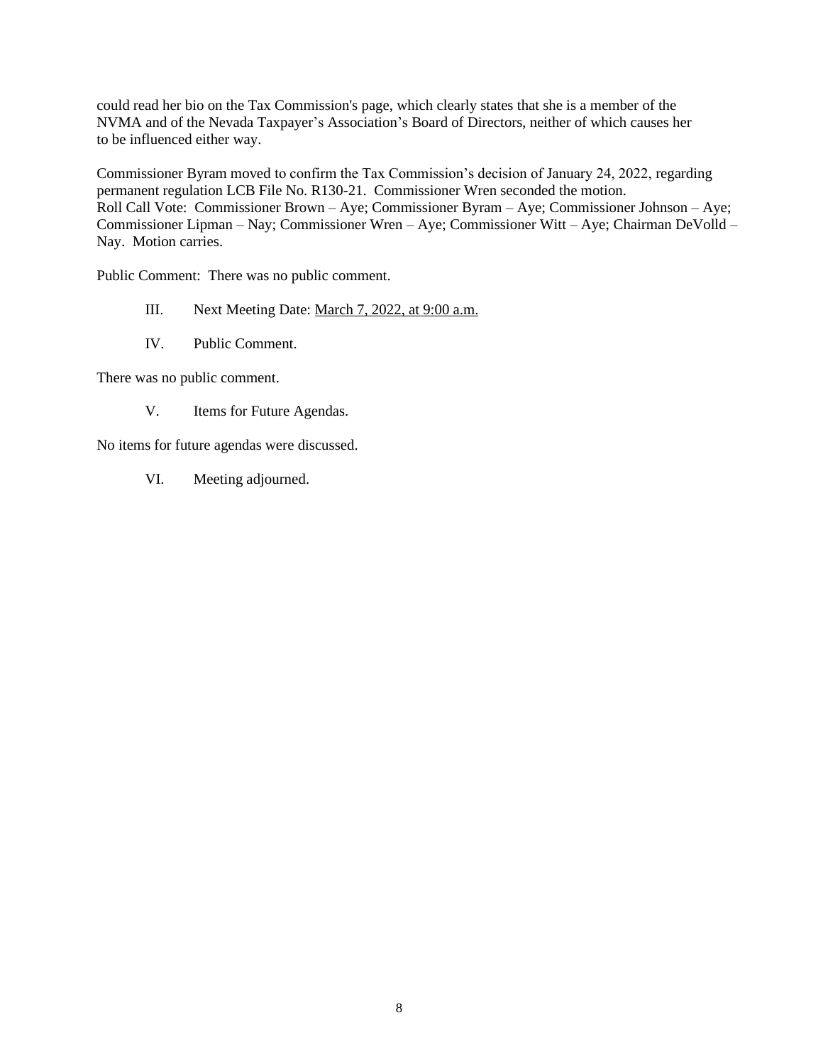could read her bio on the Tax Commission's page, which clearly states that she is a member of the NVMA and of the Nevada Taxpayer's Association's Board of Directors, neither of which causes her to be influenced either way.

Commissioner Byram moved to confirm the Tax Commission's decision of January 24, 2022, regarding permanent regulation LCB File No. R130-21. Commissioner Wren seconded the motion. Roll Call Vote: Commissioner Brown – Aye; Commissioner Byram – Aye; Commissioner Johnson – Aye; Commissioner Lipman – Nay; Commissioner Wren – Aye; Commissioner Witt – Aye; Chairman DeVolld – Nay. Motion carries.

Public Comment: There was no public comment.

III. Next Meeting Date: March 7, 2022, at 9:00 a.m.

IV. Public Comment.

There was no public comment.

V. Items for Future Agendas.

No items for future agendas were discussed.

VI. Meeting adjourned.